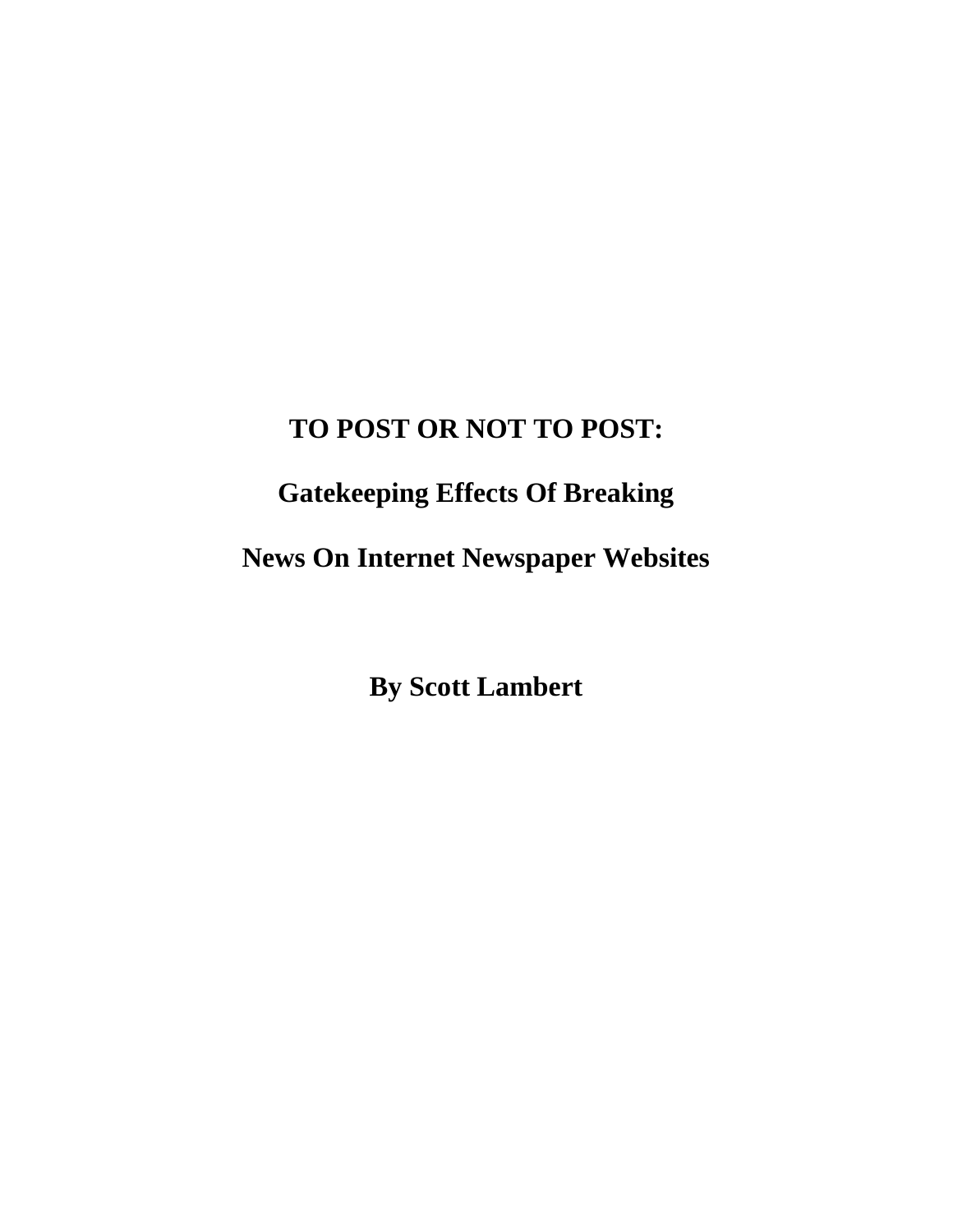# TO POST OR NOT TO POST:

## Gatekeeping Effects Of Breaking

## News On Internet Newspaper Websites

**By Scott Lambert**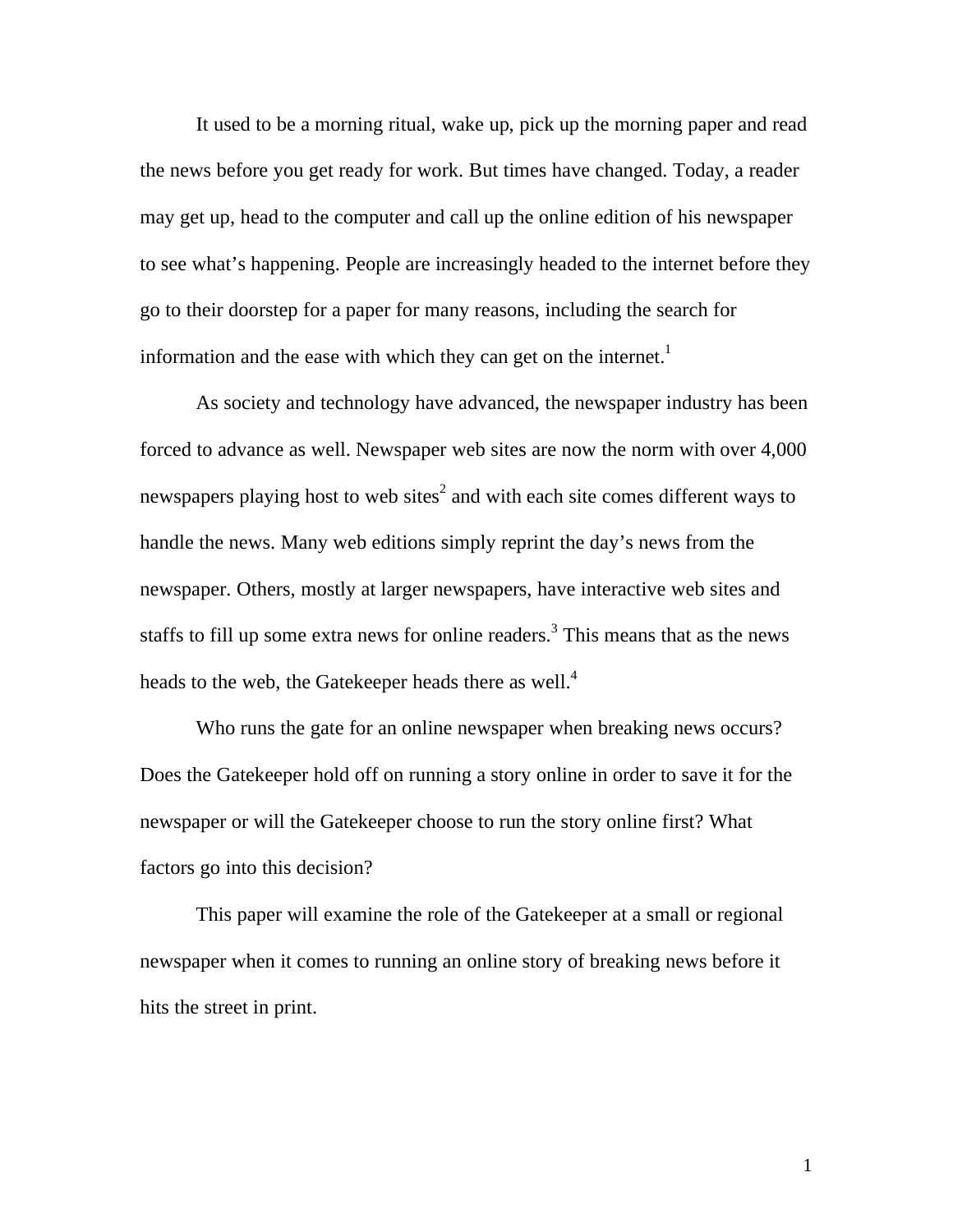It used to be a morning ritual, wake up, pick up the morning paper and read the news before you get ready for work. But times have changed. Today, a reader may get up, head to the computer and call up the online edition of his newspaper to see what's happening. People are increasingly headed to the internet before they go to their doorstep for a paper for many reasons, including the search for information and the ease with which they can get on the internet.[1]

As society and technology have advanced, the newspaper industry has been forced to advance as well. Newspaper web sites are now the norm with over 4,000 newspapers playing host to web sites[2] and with each site comes different ways to handle the news. Many web editions simply reprint the day's news from the newspaper. Others, mostly at larger newspapers, have interactive web sites and staffs to fill up some extra news for online readers.[3] This means that as the news heads to the web, the Gatekeeper heads there as well.[4]

Who runs the gate for an online newspaper when breaking news occurs? Does the Gatekeeper hold off on running a story online in order to save it for the newspaper or will the Gatekeeper choose to run the story online first? What factors go into this decision?

This paper will examine the role of the Gatekeeper at a small or regional newspaper when it comes to running an online story of breaking news before it hits the street in print.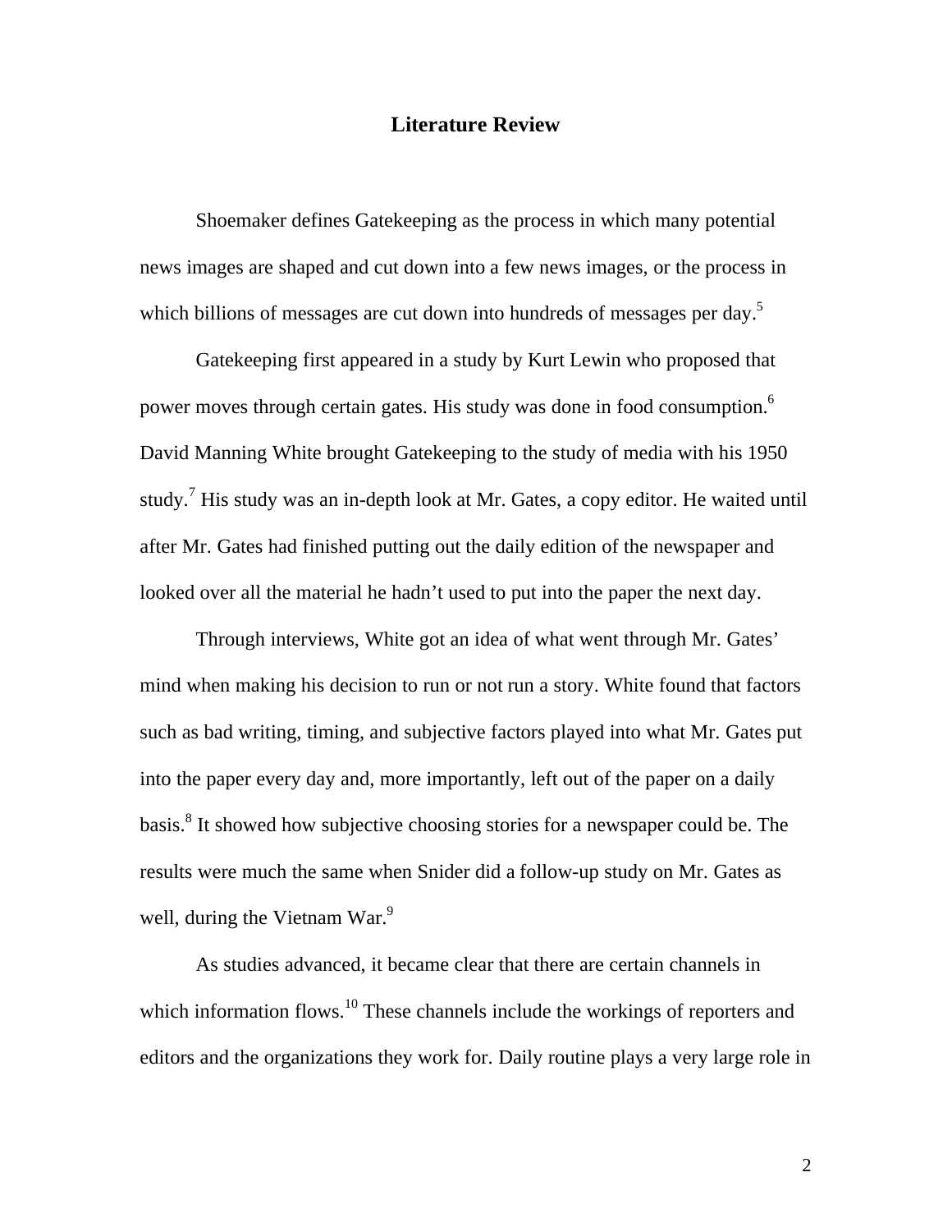## Literature Review

Shoemaker defines Gatekeeping as the process in which many potential news images are shaped and cut down into a few news images, or the process in which billions of messages are cut down into hundreds of messages per day.[5]

Gatekeeping first appeared in a study by Kurt Lewin who proposed that power moves through certain gates. His study was done in food consumption.[6] David Manning White brought Gatekeeping to the study of media with his 1950 study.[7] His study was an in-depth look at Mr. Gates, a copy editor. He waited until after Mr. Gates had finished putting out the daily edition of the newspaper and looked over all the material he hadn't used to put into the paper the next day.

Through interviews, White got an idea of what went through Mr. Gates' mind when making his decision to run or not run a story. White found that factors such as bad writing, timing, and subjective factors played into what Mr. Gates put into the paper every day and, more importantly, left out of the paper on a daily basis.[8] It showed how subjective choosing stories for a newspaper could be. The results were much the same when Snider did a follow-up study on Mr. Gates as well, during the Vietnam War.[9]

As studies advanced, it became clear that there are certain channels in which information flows.[10] These channels include the workings of reporters and editors and the organizations they work for. Daily routine plays a very large role in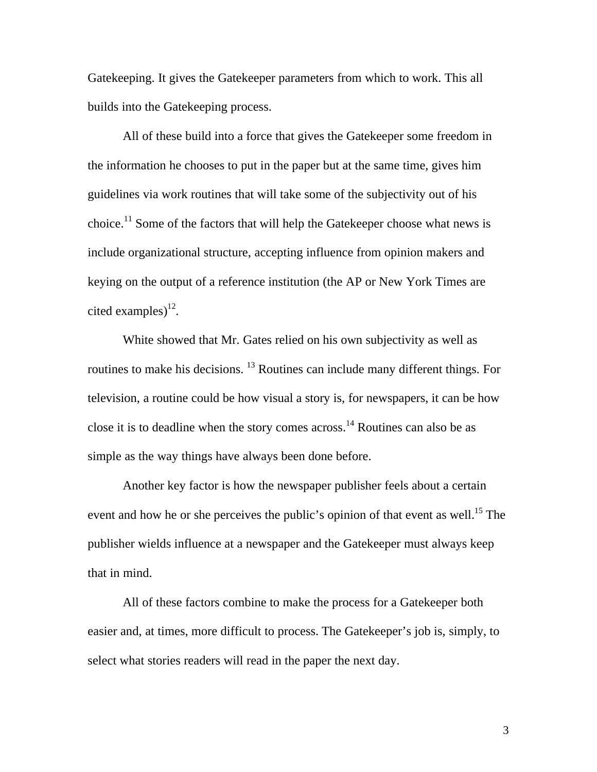Gatekeeping. It gives the Gatekeeper parameters from which to work. This all builds into the Gatekeeping process.

All of these build into a force that gives the Gatekeeper some freedom in the information he chooses to put in the paper but at the same time, gives him guidelines via work routines that will take some of the subjectivity out of his choice.[11] Some of the factors that will help the Gatekeeper choose what news is include organizational structure, accepting influence from opinion makers and keying on the output of a reference institution (the AP or New York Times are cited examples)[12].

White showed that Mr. Gates relied on his own subjectivity as well as routines to make his decisions. [13] Routines can include many different things. For television, a routine could be how visual a story is, for newspapers, it can be how close it is to deadline when the story comes across.[14] Routines can also be as simple as the way things have always been done before.

Another key factor is how the newspaper publisher feels about a certain event and how he or she perceives the public's opinion of that event as well.[15] The publisher wields influence at a newspaper and the Gatekeeper must always keep that in mind.

All of these factors combine to make the process for a Gatekeeper both easier and, at times, more difficult to process. The Gatekeeper's job is, simply, to select what stories readers will read in the paper the next day.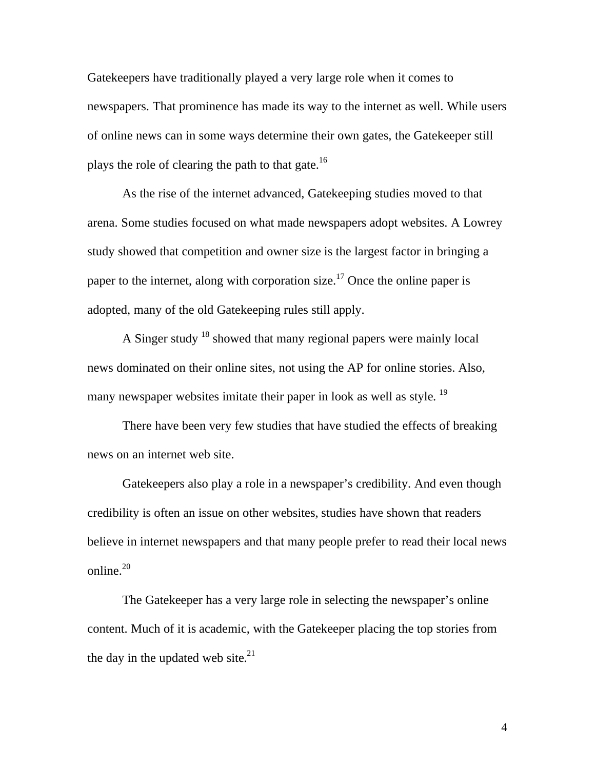Gatekeepers have traditionally played a very large role when it comes to newspapers. That prominence has made its way to the internet as well. While users of online news can in some ways determine their own gates, the Gatekeeper still plays the role of clearing the path to that gate.[16]

As the rise of the internet advanced, Gatekeeping studies moved to that arena. Some studies focused on what made newspapers adopt websites. A Lowrey study showed that competition and owner size is the largest factor in bringing a paper to the internet, along with corporation size.[17] Once the online paper is adopted, many of the old Gatekeeping rules still apply.

A Singer study [18] showed that many regional papers were mainly local news dominated on their online sites, not using the AP for online stories. Also, many newspaper websites imitate their paper in look as well as style. [19]

There have been very few studies that have studied the effects of breaking news on an internet web site.

Gatekeepers also play a role in a newspaper's credibility. And even though credibility is often an issue on other websites, studies have shown that readers believe in internet newspapers and that many people prefer to read their local news online.[20]

The Gatekeeper has a very large role in selecting the newspaper's online content. Much of it is academic, with the Gatekeeper placing the top stories from the day in the updated web site.[21]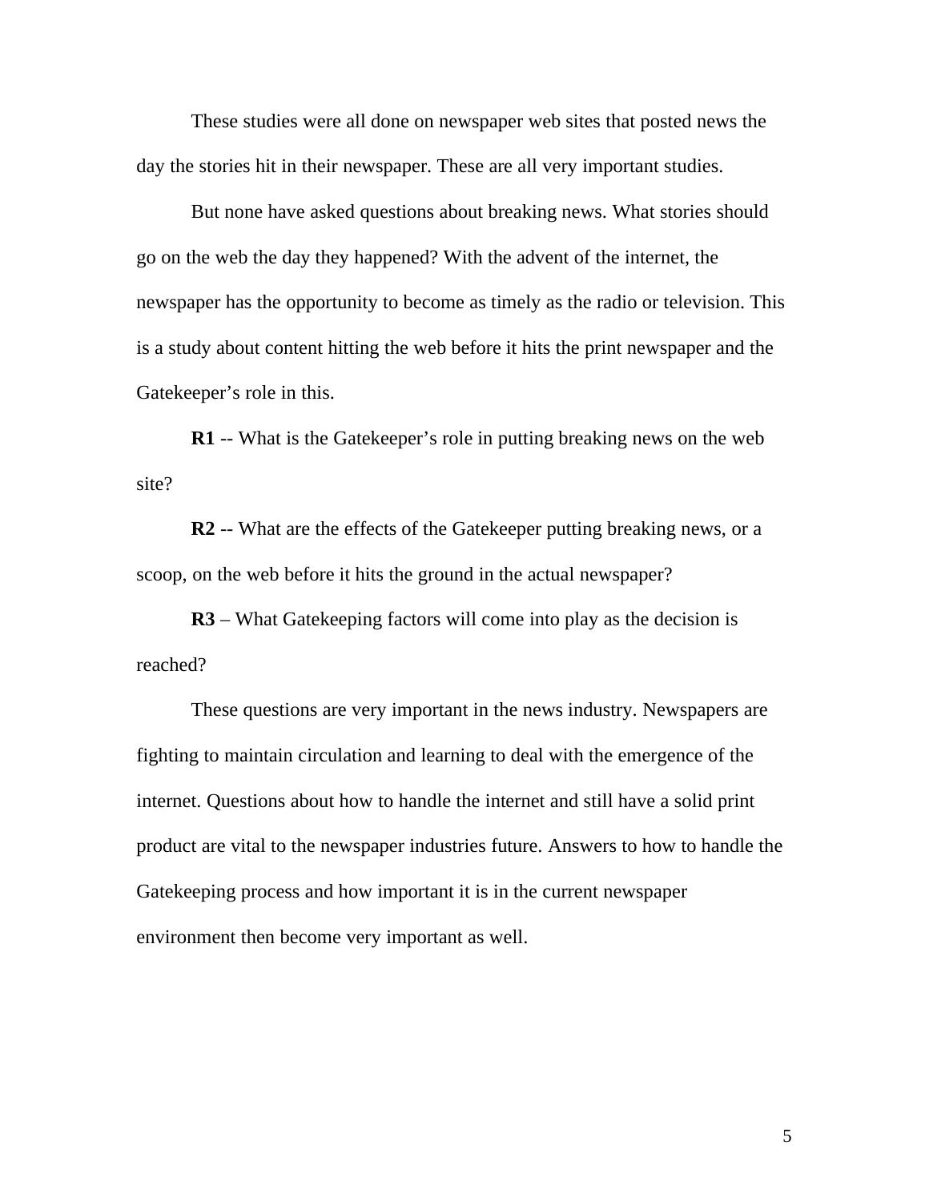These studies were all done on newspaper web sites that posted news the day the stories hit in their newspaper. These are all very important studies.

But none have asked questions about breaking news. What stories should go on the web the day they happened? With the advent of the internet, the newspaper has the opportunity to become as timely as the radio or television. This is a study about content hitting the web before it hits the print newspaper and the Gatekeeper's role in this.

**R1** -- What is the Gatekeeper's role in putting breaking news on the web site?

**R2** -- What are the effects of the Gatekeeper putting breaking news, or a scoop, on the web before it hits the ground in the actual newspaper?

**R3** – What Gatekeeping factors will come into play as the decision is reached?

These questions are very important in the news industry. Newspapers are fighting to maintain circulation and learning to deal with the emergence of the internet. Questions about how to handle the internet and still have a solid print product are vital to the newspaper industries future. Answers to how to handle the Gatekeeping process and how important it is in the current newspaper environment then become very important as well.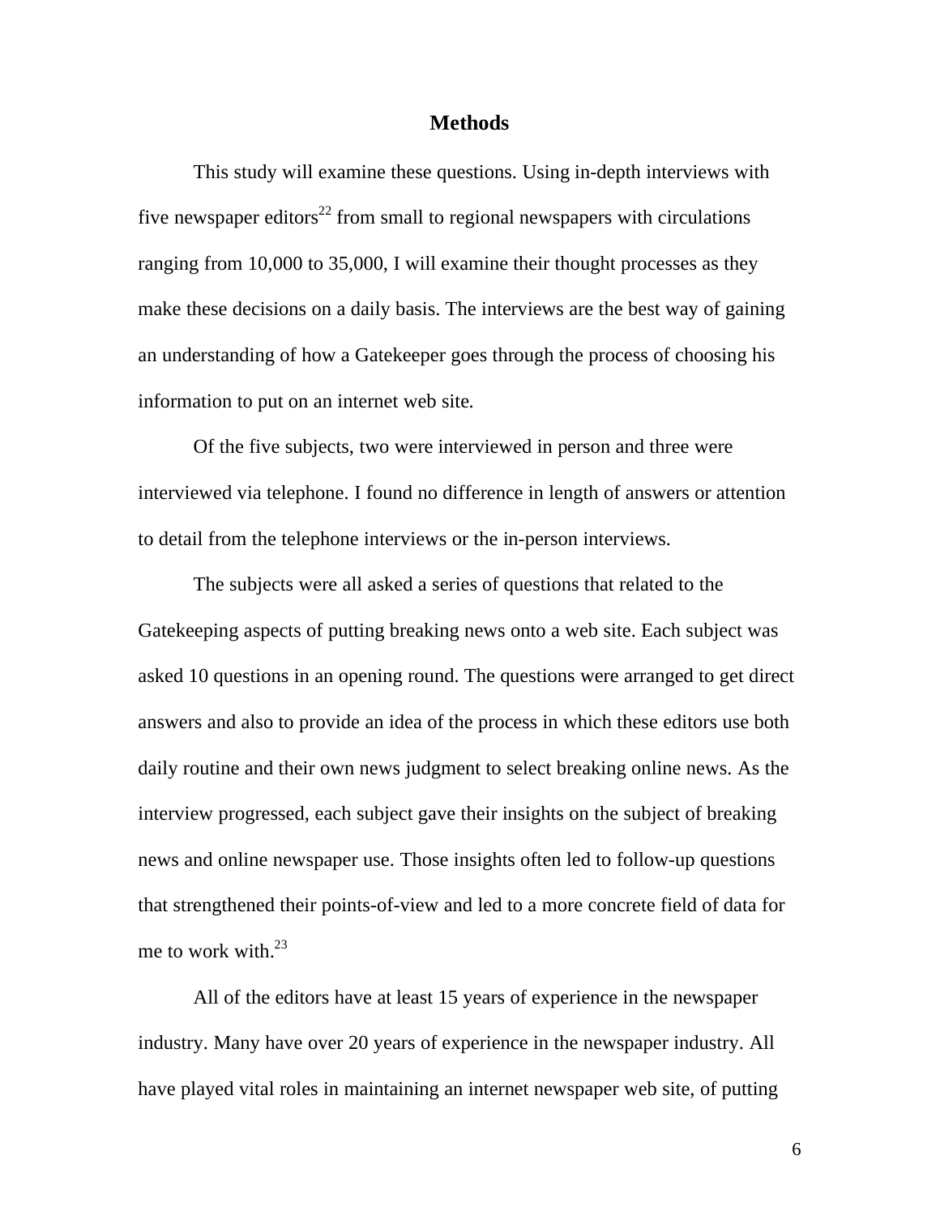## Methods

This study will examine these questions. Using in-depth interviews with five newspaper editors[22] from small to regional newspapers with circulations ranging from 10,000 to 35,000, I will examine their thought processes as they make these decisions on a daily basis. The interviews are the best way of gaining an understanding of how a Gatekeeper goes through the process of choosing his information to put on an internet web site.

Of the five subjects, two were interviewed in person and three were interviewed via telephone. I found no difference in length of answers or attention to detail from the telephone interviews or the in-person interviews.

The subjects were all asked a series of questions that related to the Gatekeeping aspects of putting breaking news onto a web site. Each subject was asked 10 questions in an opening round. The questions were arranged to get direct answers and also to provide an idea of the process in which these editors use both daily routine and their own news judgment to select breaking online news. As the interview progressed, each subject gave their insights on the subject of breaking news and online newspaper use. Those insights often led to follow-up questions that strengthened their points-of-view and led to a more concrete field of data for me to work with.[23]

All of the editors have at least 15 years of experience in the newspaper industry. Many have over 20 years of experience in the newspaper industry. All have played vital roles in maintaining an internet newspaper web site, of putting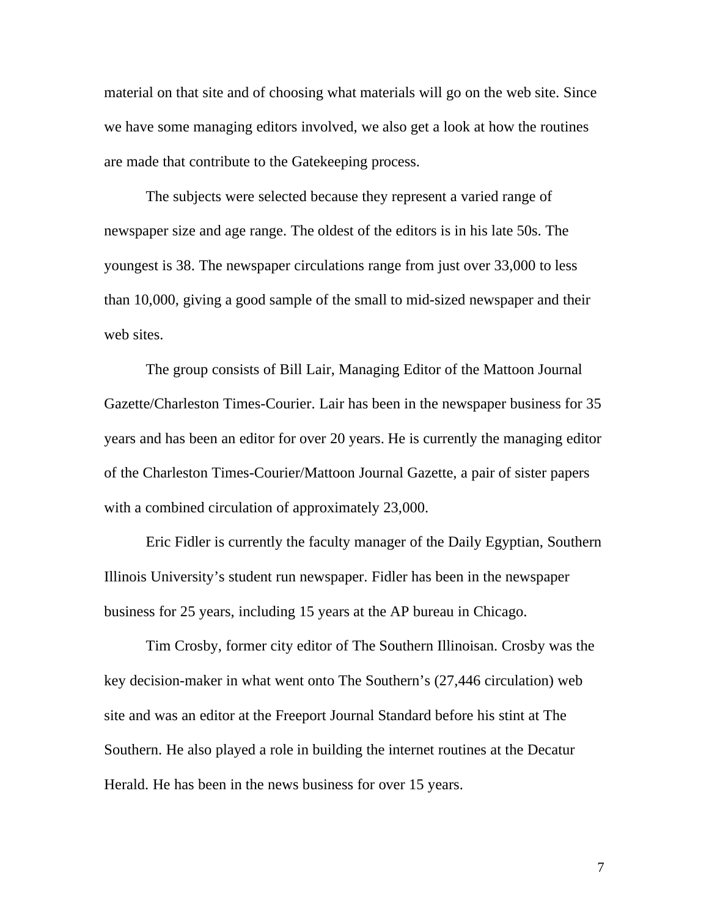material on that site and of choosing what materials will go on the web site. Since we have some managing editors involved, we also get a look at how the routines are made that contribute to the Gatekeeping process.

The subjects were selected because they represent a varied range of newspaper size and age range. The oldest of the editors is in his late 50s. The youngest is 38. The newspaper circulations range from just over 33,000 to less than 10,000, giving a good sample of the small to mid-sized newspaper and their web sites.

The group consists of Bill Lair, Managing Editor of the Mattoon Journal Gazette/Charleston Times-Courier. Lair has been in the newspaper business for 35 years and has been an editor for over 20 years. He is currently the managing editor of the Charleston Times-Courier/Mattoon Journal Gazette, a pair of sister papers with a combined circulation of approximately 23,000.

Eric Fidler is currently the faculty manager of the Daily Egyptian, Southern Illinois University's student run newspaper. Fidler has been in the newspaper business for 25 years, including 15 years at the AP bureau in Chicago.

Tim Crosby, former city editor of The Southern Illinoisan. Crosby was the key decision-maker in what went onto The Southern's (27,446 circulation) web site and was an editor at the Freeport Journal Standard before his stint at The Southern. He also played a role in building the internet routines at the Decatur Herald. He has been in the news business for over 15 years.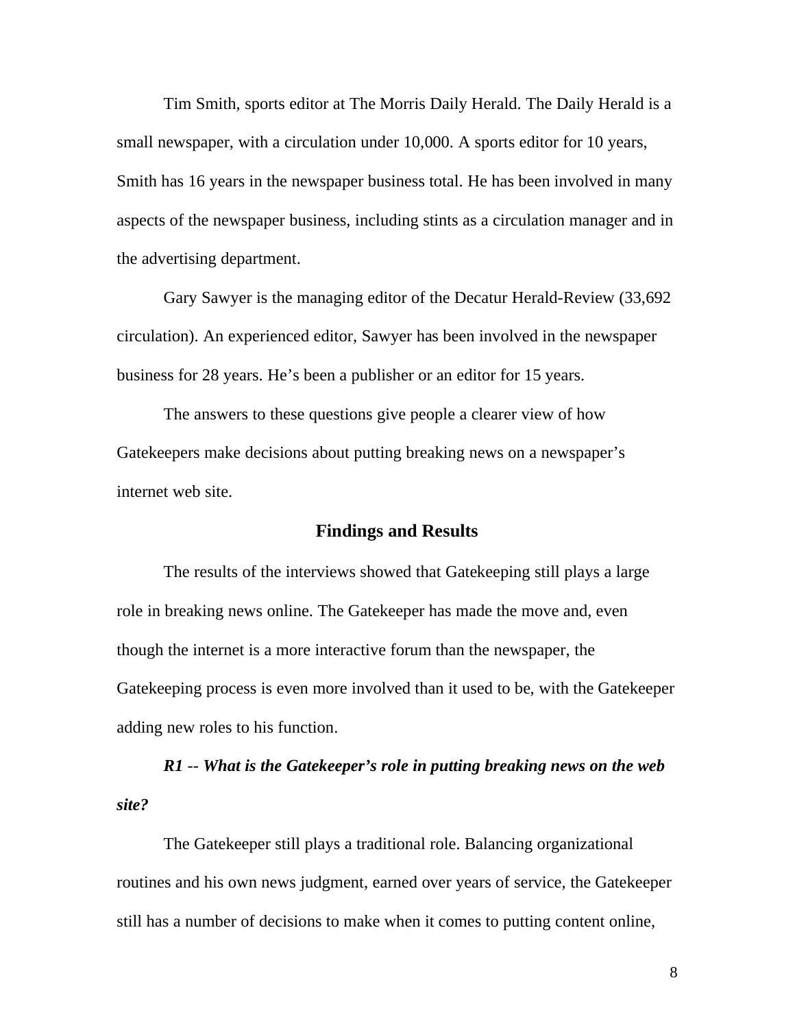Tim Smith, sports editor at The Morris Daily Herald. The Daily Herald is a small newspaper, with a circulation under 10,000. A sports editor for 10 years, Smith has 16 years in the newspaper business total. He has been involved in many aspects of the newspaper business, including stints as a circulation manager and in the advertising department.

Gary Sawyer is the managing editor of the Decatur Herald-Review (33,692 circulation). An experienced editor, Sawyer has been involved in the newspaper business for 28 years. He's been a publisher or an editor for 15 years.

The answers to these questions give people a clearer view of how Gatekeepers make decisions about putting breaking news on a newspaper's internet web site.

## Findings and Results

The results of the interviews showed that Gatekeeping still plays a large role in breaking news online. The Gatekeeper has made the move and, even though the internet is a more interactive forum than the newspaper, the Gatekeeping process is even more involved than it used to be, with the Gatekeeper adding new roles to his function.

***R1** -- **What is the Gatekeeper's role in putting breaking news on the web site?***

The Gatekeeper still plays a traditional role. Balancing organizational routines and his own news judgment, earned over years of service, the Gatekeeper still has a number of decisions to make when it comes to putting content online,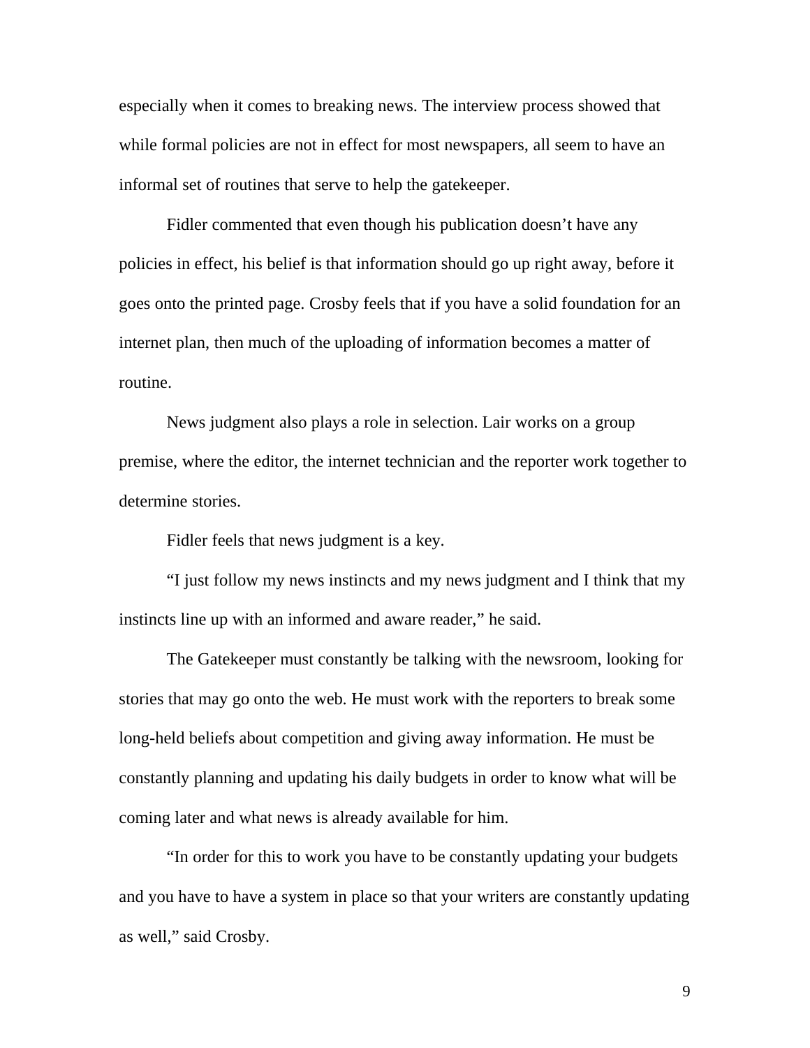especially when it comes to breaking news. The interview process showed that while formal policies are not in effect for most newspapers, all seem to have an informal set of routines that serve to help the gatekeeper.

Fidler commented that even though his publication doesn't have any policies in effect, his belief is that information should go up right away, before it goes onto the printed page. Crosby feels that if you have a solid foundation for an internet plan, then much of the uploading of information becomes a matter of routine.

News judgment also plays a role in selection. Lair works on a group premise, where the editor, the internet technician and the reporter work together to determine stories.

Fidler feels that news judgment is a key.

"I just follow my news instincts and my news judgment and I think that my instincts line up with an informed and aware reader," he said.

The Gatekeeper must constantly be talking with the newsroom, looking for stories that may go onto the web. He must work with the reporters to break some long-held beliefs about competition and giving away information. He must be constantly planning and updating his daily budgets in order to know what will be coming later and what news is already available for him.

"In order for this to work you have to be constantly updating your budgets and you have to have a system in place so that your writers are constantly updating as well," said Crosby.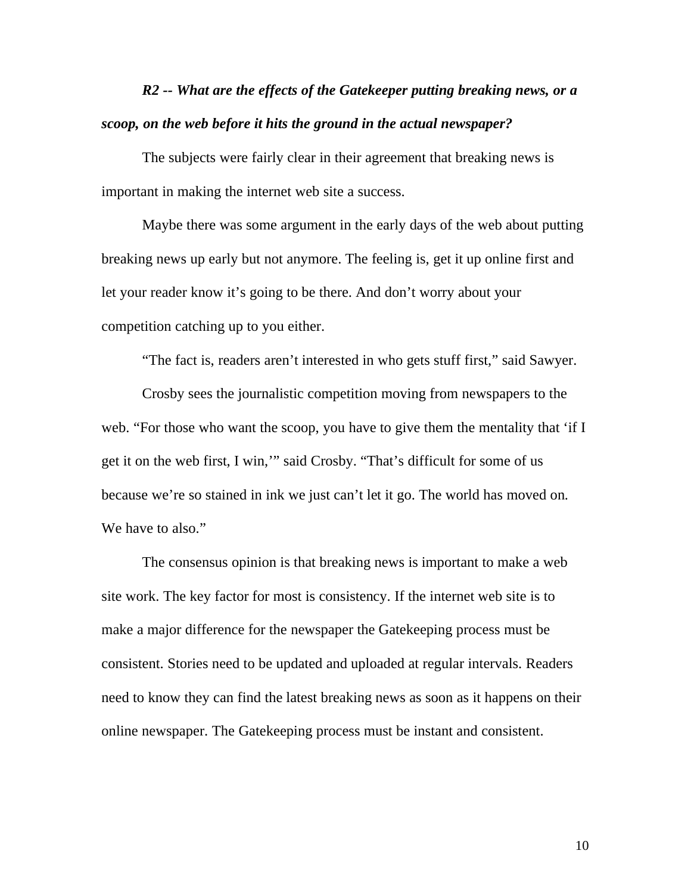***R2 -- What are the effects of the Gatekeeper putting breaking news, or a scoop, on the web before it hits the ground in the actual newspaper?***

The subjects were fairly clear in their agreement that breaking news is important in making the internet web site a success.

Maybe there was some argument in the early days of the web about putting breaking news up early but not anymore. The feeling is, get it up online first and let your reader know it's going to be there. And don't worry about your competition catching up to you either.

"The fact is, readers aren't interested in who gets stuff first," said Sawyer.

Crosby sees the journalistic competition moving from newspapers to the web. "For those who want the scoop, you have to give them the mentality that 'if I get it on the web first, I win,'" said Crosby. "That's difficult for some of us because we're so stained in ink we just can't let it go. The world has moved on. We have to also."

The consensus opinion is that breaking news is important to make a web site work. The key factor for most is consistency. If the internet web site is to make a major difference for the newspaper the Gatekeeping process must be consistent. Stories need to be updated and uploaded at regular intervals. Readers need to know they can find the latest breaking news as soon as it happens on their online newspaper. The Gatekeeping process must be instant and consistent.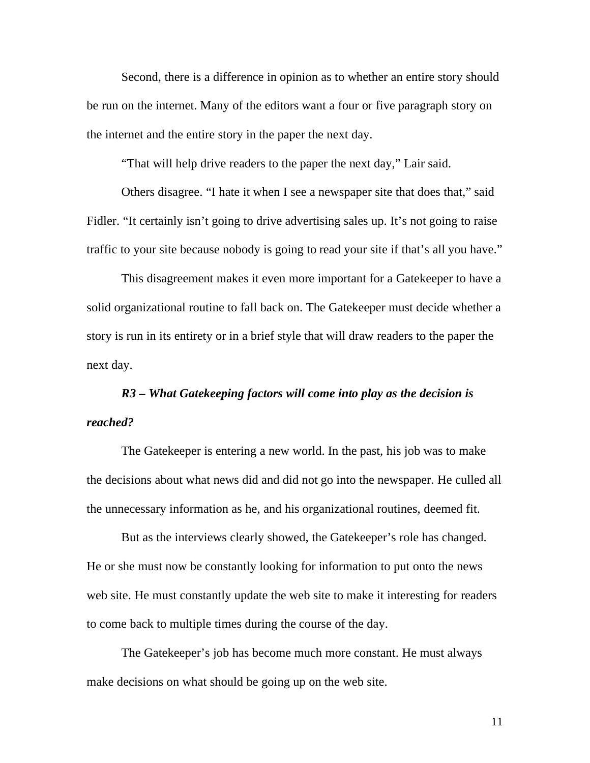Second, there is a difference in opinion as to whether an entire story should be run on the internet. Many of the editors want a four or five paragraph story on the internet and the entire story in the paper the next day.

"That will help drive readers to the paper the next day," Lair said.

Others disagree. "I hate it when I see a newspaper site that does that," said Fidler. "It certainly isn't going to drive advertising sales up. It's not going to raise traffic to your site because nobody is going to read your site if that's all you have."

This disagreement makes it even more important for a Gatekeeper to have a solid organizational routine to fall back on. The Gatekeeper must decide whether a story is run in its entirety or in a brief style that will draw readers to the paper the next day.

***R3 – What Gatekeeping factors will come into play as the decision is reached?***

The Gatekeeper is entering a new world. In the past, his job was to make the decisions about what news did and did not go into the newspaper. He culled all the unnecessary information as he, and his organizational routines, deemed fit.

But as the interviews clearly showed, the Gatekeeper's role has changed. He or she must now be constantly looking for information to put onto the news web site. He must constantly update the web site to make it interesting for readers to come back to multiple times during the course of the day.

The Gatekeeper's job has become much more constant. He must always make decisions on what should be going up on the web site.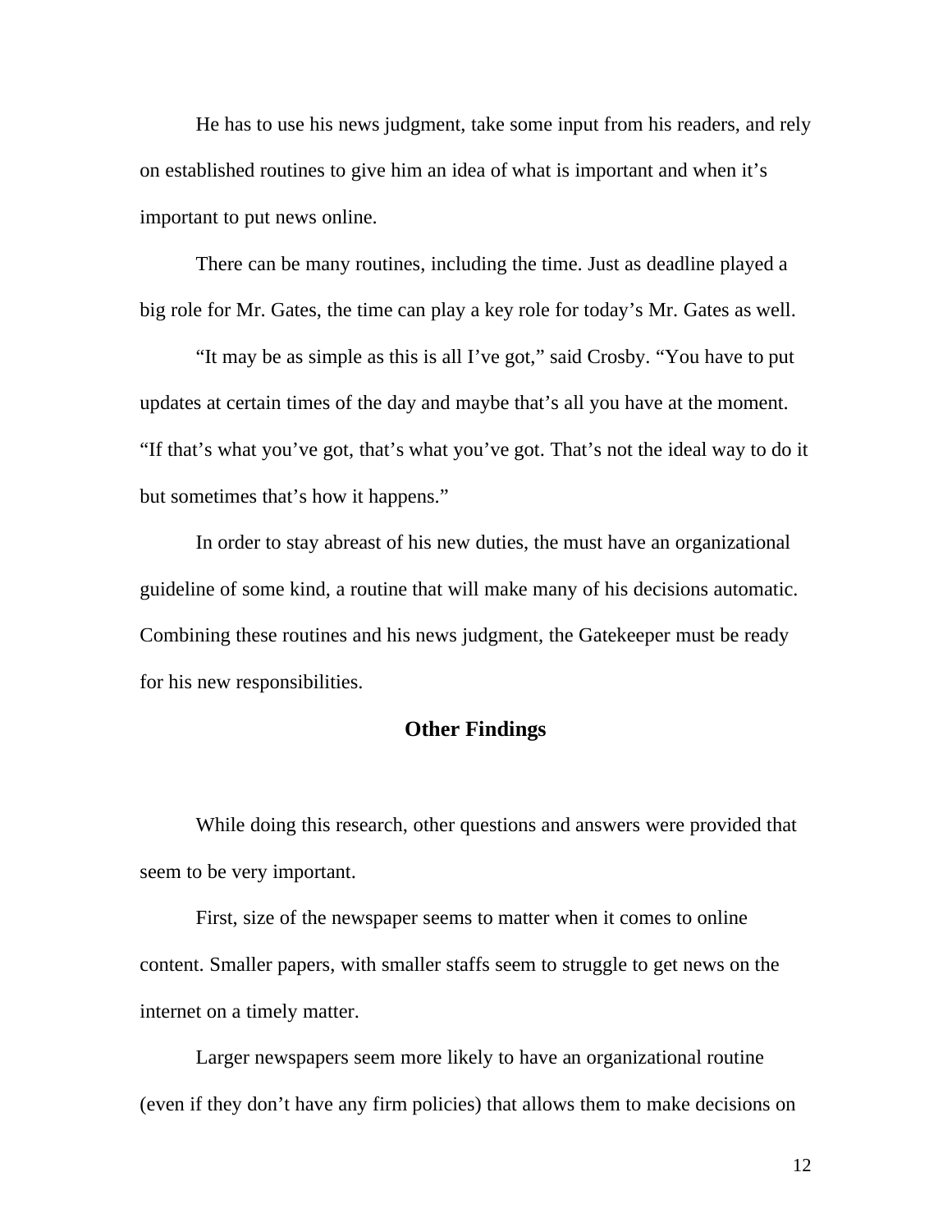He has to use his news judgment, take some input from his readers, and rely on established routines to give him an idea of what is important and when it's important to put news online.

There can be many routines, including the time. Just as deadline played a big role for Mr. Gates, the time can play a key role for today's Mr. Gates as well.

"It may be as simple as this is all I've got," said Crosby. "You have to put updates at certain times of the day and maybe that's all you have at the moment. "If that's what you've got, that's what you've got. That's not the ideal way to do it but sometimes that's how it happens."

In order to stay abreast of his new duties, the must have an organizational guideline of some kind, a routine that will make many of his decisions automatic. Combining these routines and his news judgment, the Gatekeeper must be ready for his new responsibilities.

## Other Findings

While doing this research, other questions and answers were provided that seem to be very important.

First, size of the newspaper seems to matter when it comes to online content. Smaller papers, with smaller staffs seem to struggle to get news on the internet on a timely matter.

Larger newspapers seem more likely to have an organizational routine (even if they don't have any firm policies) that allows them to make decisions on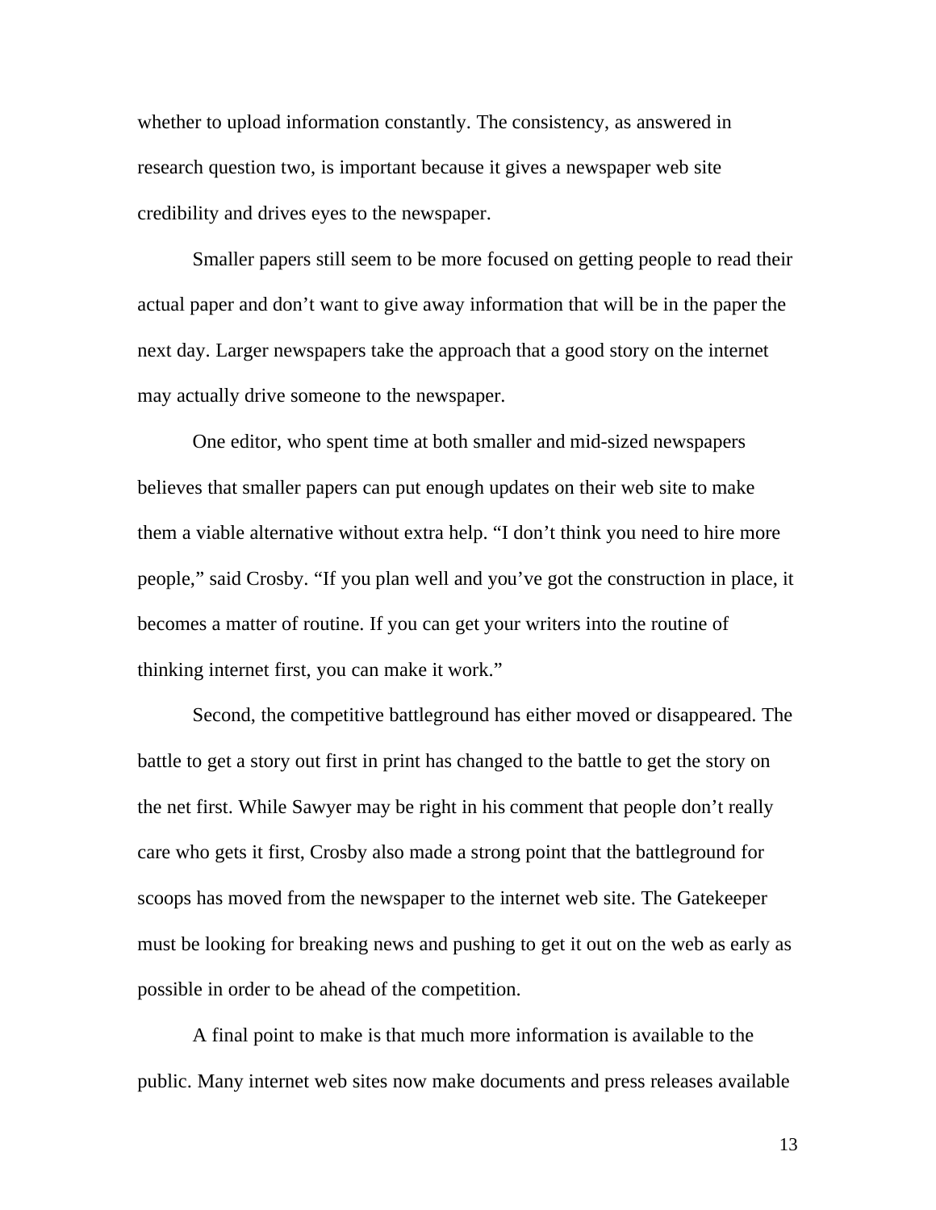whether to upload information constantly. The consistency, as answered in research question two, is important because it gives a newspaper web site credibility and drives eyes to the newspaper.

Smaller papers still seem to be more focused on getting people to read their actual paper and don't want to give away information that will be in the paper the next day. Larger newspapers take the approach that a good story on the internet may actually drive someone to the newspaper.

One editor, who spent time at both smaller and mid-sized newspapers believes that smaller papers can put enough updates on their web site to make them a viable alternative without extra help. "I don't think you need to hire more people," said Crosby. "If you plan well and you've got the construction in place, it becomes a matter of routine. If you can get your writers into the routine of thinking internet first, you can make it work."

Second, the competitive battleground has either moved or disappeared. The battle to get a story out first in print has changed to the battle to get the story on the net first. While Sawyer may be right in his comment that people don't really care who gets it first, Crosby also made a strong point that the battleground for scoops has moved from the newspaper to the internet web site. The Gatekeeper must be looking for breaking news and pushing to get it out on the web as early as possible in order to be ahead of the competition.

A final point to make is that much more information is available to the public. Many internet web sites now make documents and press releases available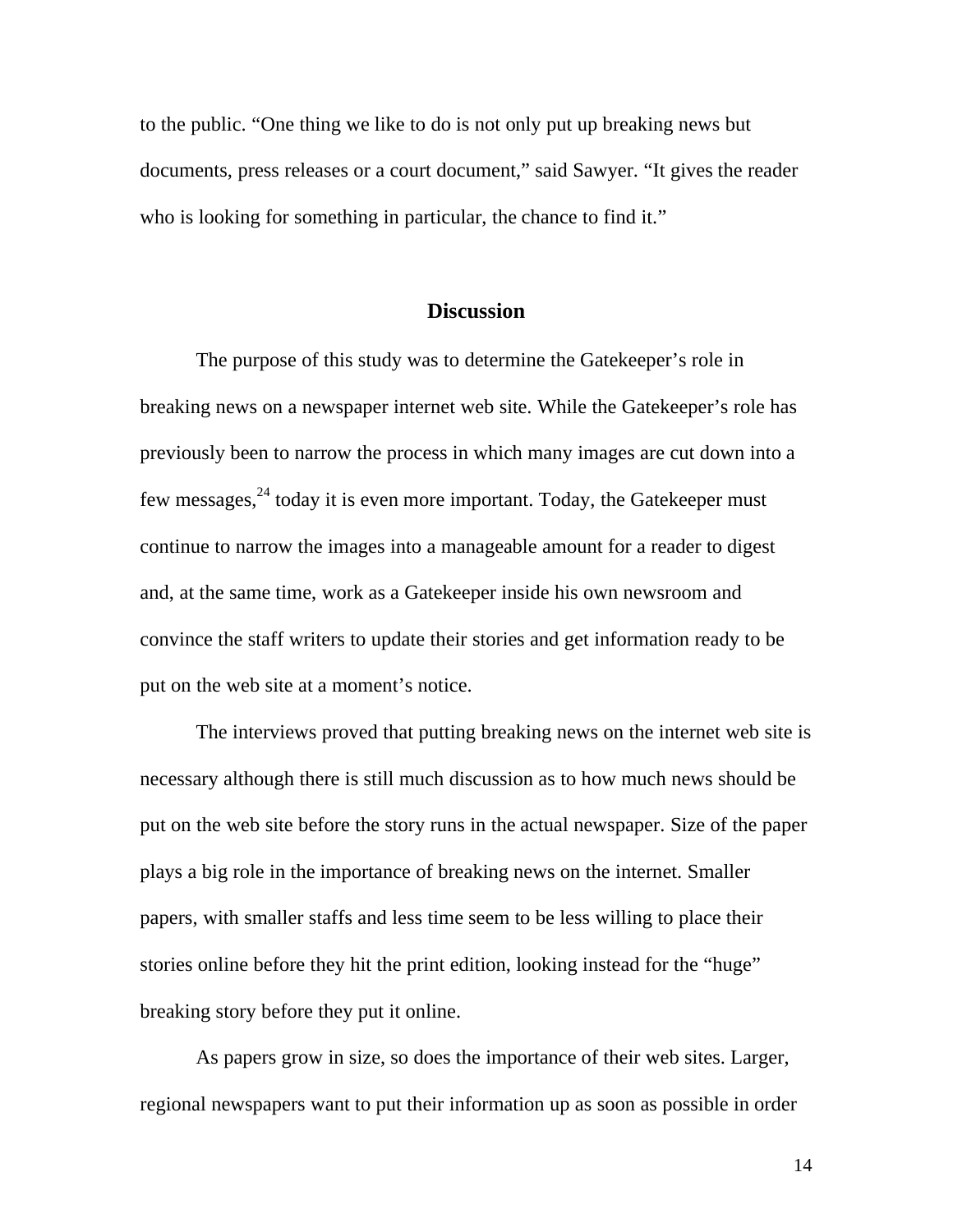to the public. “One thing we like to do is not only put up breaking news but documents, press releases or a court document,” said Sawyer. “It gives the reader who is looking for something in particular, the chance to find it.”

## Discussion

The purpose of this study was to determine the Gatekeeper’s role in breaking news on a newspaper internet web site. While the Gatekeeper’s role has previously been to narrow the process in which many images are cut down into a few messages,[24] today it is even more important. Today, the Gatekeeper must continue to narrow the images into a manageable amount for a reader to digest and, at the same time, work as a Gatekeeper inside his own newsroom and convince the staff writers to update their stories and get information ready to be put on the web site at a moment’s notice.

The interviews proved that putting breaking news on the internet web site is necessary although there is still much discussion as to how much news should be put on the web site before the story runs in the actual newspaper. Size of the paper plays a big role in the importance of breaking news on the internet. Smaller papers, with smaller staffs and less time seem to be less willing to place their stories online before they hit the print edition, looking instead for the “huge” breaking story before they put it online.

As papers grow in size, so does the importance of their web sites. Larger, regional newspapers want to put their information up as soon as possible in order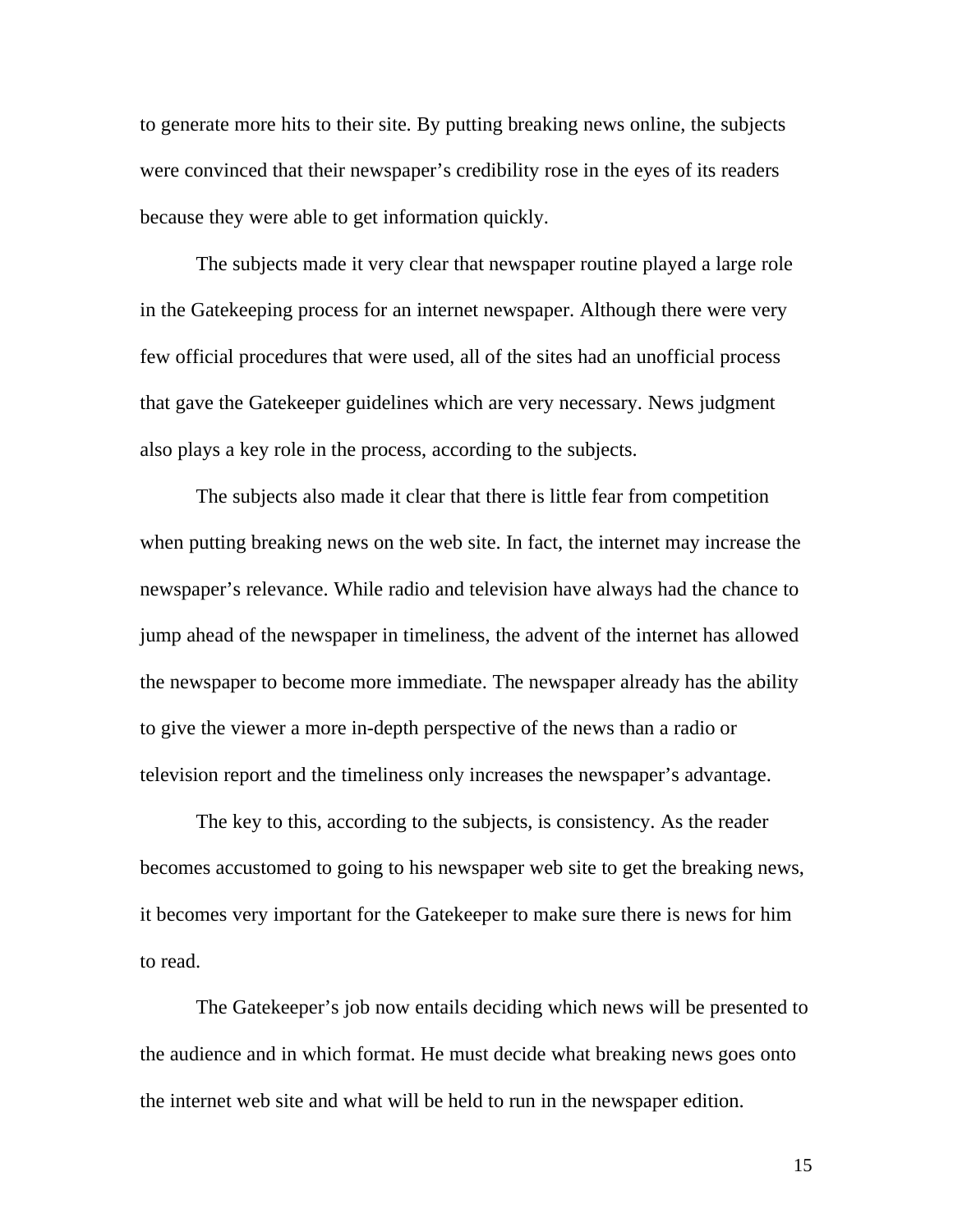to generate more hits to their site. By putting breaking news online, the subjects were convinced that their newspaper's credibility rose in the eyes of its readers because they were able to get information quickly.

The subjects made it very clear that newspaper routine played a large role in the Gatekeeping process for an internet newspaper. Although there were very few official procedures that were used, all of the sites had an unofficial process that gave the Gatekeeper guidelines which are very necessary. News judgment also plays a key role in the process, according to the subjects.

The subjects also made it clear that there is little fear from competition when putting breaking news on the web site. In fact, the internet may increase the newspaper's relevance. While radio and television have always had the chance to jump ahead of the newspaper in timeliness, the advent of the internet has allowed the newspaper to become more immediate. The newspaper already has the ability to give the viewer a more in-depth perspective of the news than a radio or television report and the timeliness only increases the newspaper's advantage.

The key to this, according to the subjects, is consistency. As the reader becomes accustomed to going to his newspaper web site to get the breaking news, it becomes very important for the Gatekeeper to make sure there is news for him to read.

The Gatekeeper's job now entails deciding which news will be presented to the audience and in which format. He must decide what breaking news goes onto the internet web site and what will be held to run in the newspaper edition.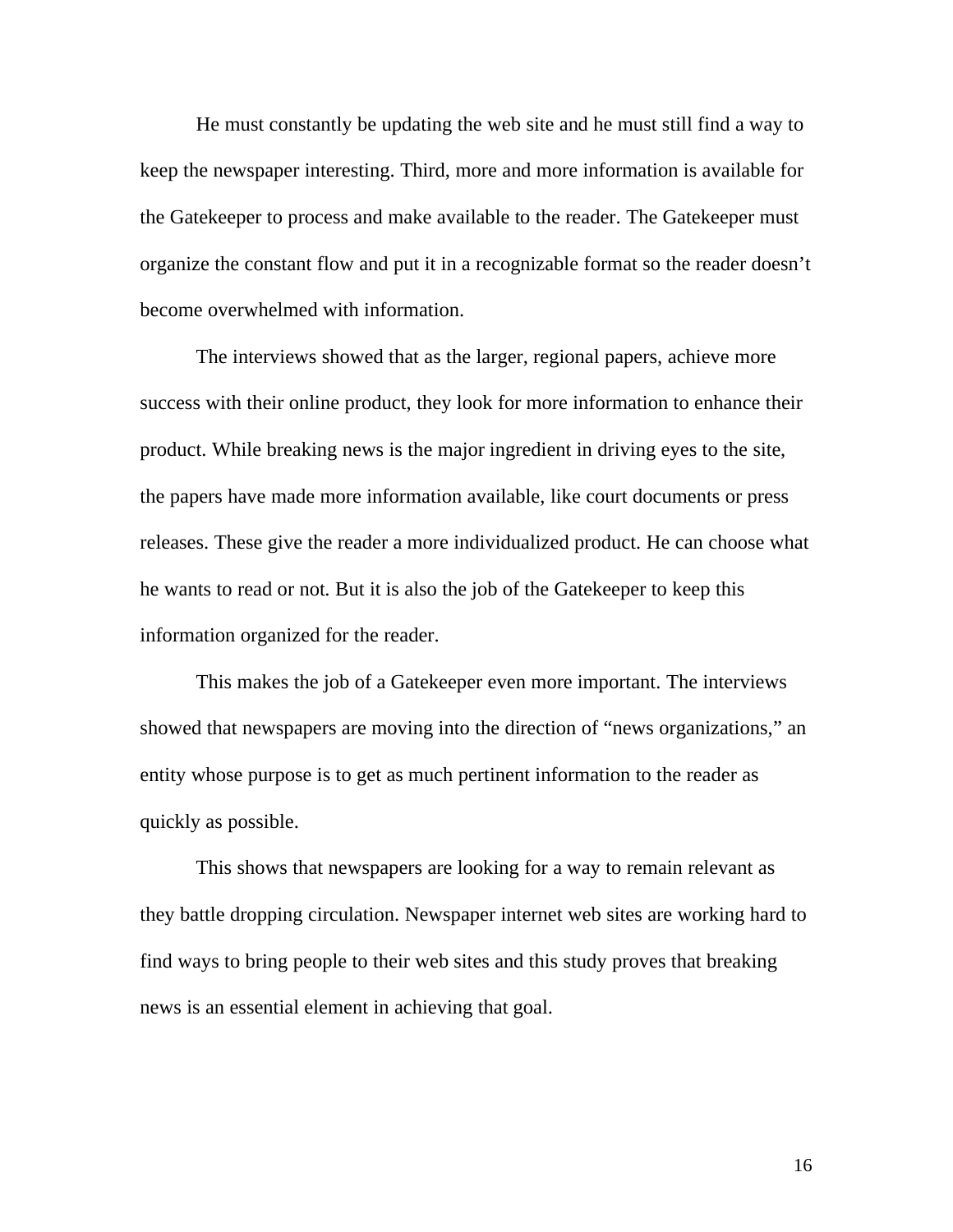He must constantly be updating the web site and he must still find a way to keep the newspaper interesting. Third, more and more information is available for the Gatekeeper to process and make available to the reader. The Gatekeeper must organize the constant flow and put it in a recognizable format so the reader doesn't become overwhelmed with information.

The interviews showed that as the larger, regional papers, achieve more success with their online product, they look for more information to enhance their product. While breaking news is the major ingredient in driving eyes to the site, the papers have made more information available, like court documents or press releases. These give the reader a more individualized product. He can choose what he wants to read or not. But it is also the job of the Gatekeeper to keep this information organized for the reader.

This makes the job of a Gatekeeper even more important. The interviews showed that newspapers are moving into the direction of "news organizations," an entity whose purpose is to get as much pertinent information to the reader as quickly as possible.

This shows that newspapers are looking for a way to remain relevant as they battle dropping circulation. Newspaper internet web sites are working hard to find ways to bring people to their web sites and this study proves that breaking news is an essential element in achieving that goal.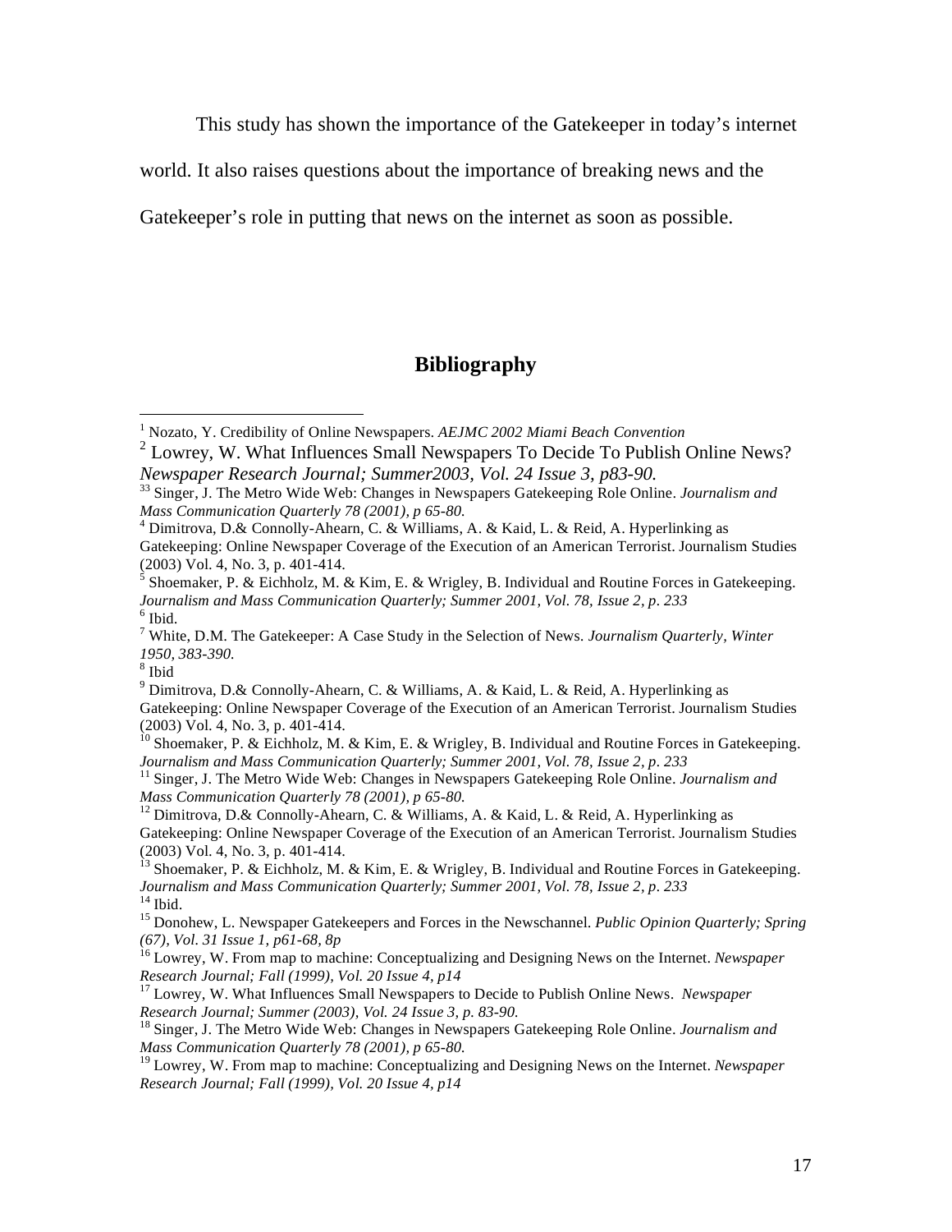This study has shown the importance of the Gatekeeper in today's internet world. It also raises questions about the importance of breaking news and the Gatekeeper's role in putting that news on the internet as soon as possible.

## Bibliography

[1] Nozato, Y. Credibility of Online Newspapers. *AEJMC 2002 Miami Beach Convention*

[2] Lowrey, W. What Influences Small Newspapers To Decide To Publish Online News? *Newspaper Research Journal; Summer2003, Vol. 24 Issue 3, p83-90.*

[33] Singer, J. The Metro Wide Web: Changes in Newspapers Gatekeeping Role Online. *Journalism and Mass Communication Quarterly 78 (2001), p 65-80.*

[4] Dimitrova, D.& Connolly-Ahearn, C. & Williams, A. & Kaid, L. & Reid, A. Hyperlinking as Gatekeeping: Online Newspaper Coverage of the Execution of an American Terrorist. Journalism Studies (2003) Vol. 4, No. 3, p. 401-414.

[5] Shoemaker, P. & Eichholz, M. & Kim, E. & Wrigley, B. Individual and Routine Forces in Gatekeeping. *Journalism and Mass Communication Quarterly; Summer 2001, Vol. 78, Issue 2, p. 233*

[6] Ibid.

[7] White, D.M. The Gatekeeper: A Case Study in the Selection of News. *Journalism Quarterly, Winter 1950, 383-390.*

[8] Ibid

[9] Dimitrova, D.& Connolly-Ahearn, C. & Williams, A. & Kaid, L. & Reid, A. Hyperlinking as Gatekeeping: Online Newspaper Coverage of the Execution of an American Terrorist. Journalism Studies (2003) Vol. 4, No. 3, p. 401-414.

[10] Shoemaker, P. & Eichholz, M. & Kim, E. & Wrigley, B. Individual and Routine Forces in Gatekeeping. *Journalism and Mass Communication Quarterly; Summer 2001, Vol. 78, Issue 2, p. 233*

[11] Singer, J. The Metro Wide Web: Changes in Newspapers Gatekeeping Role Online. *Journalism and Mass Communication Quarterly 78 (2001), p 65-80.*

[12] Dimitrova, D.& Connolly-Ahearn, C. & Williams, A. & Kaid, L. & Reid, A. Hyperlinking as Gatekeeping: Online Newspaper Coverage of the Execution of an American Terrorist. Journalism Studies (2003) Vol. 4, No. 3, p. 401-414.

[13] Shoemaker, P. & Eichholz, M. & Kim, E. & Wrigley, B. Individual and Routine Forces in Gatekeeping. *Journalism and Mass Communication Quarterly; Summer 2001, Vol. 78, Issue 2, p. 233*

[14] Ibid.

[15] Donohew, L. Newspaper Gatekeepers and Forces in the Newschannel. *Public Opinion Quarterly; Spring (67), Vol. 31 Issue 1, p61-68, 8p*

[16] Lowrey, W. From map to machine: Conceptualizing and Designing News on the Internet. *Newspaper Research Journal; Fall (1999), Vol. 20 Issue 4, p14*

[17] Lowrey, W. What Influences Small Newspapers to Decide to Publish Online News. *Newspaper Research Journal; Summer (2003), Vol. 24 Issue 3, p. 83-90.*

[18] Singer, J. The Metro Wide Web: Changes in Newspapers Gatekeeping Role Online. *Journalism and Mass Communication Quarterly 78 (2001), p 65-80.*

[19] Lowrey, W. From map to machine: Conceptualizing and Designing News on the Internet. *Newspaper Research Journal; Fall (1999), Vol. 20 Issue 4, p14*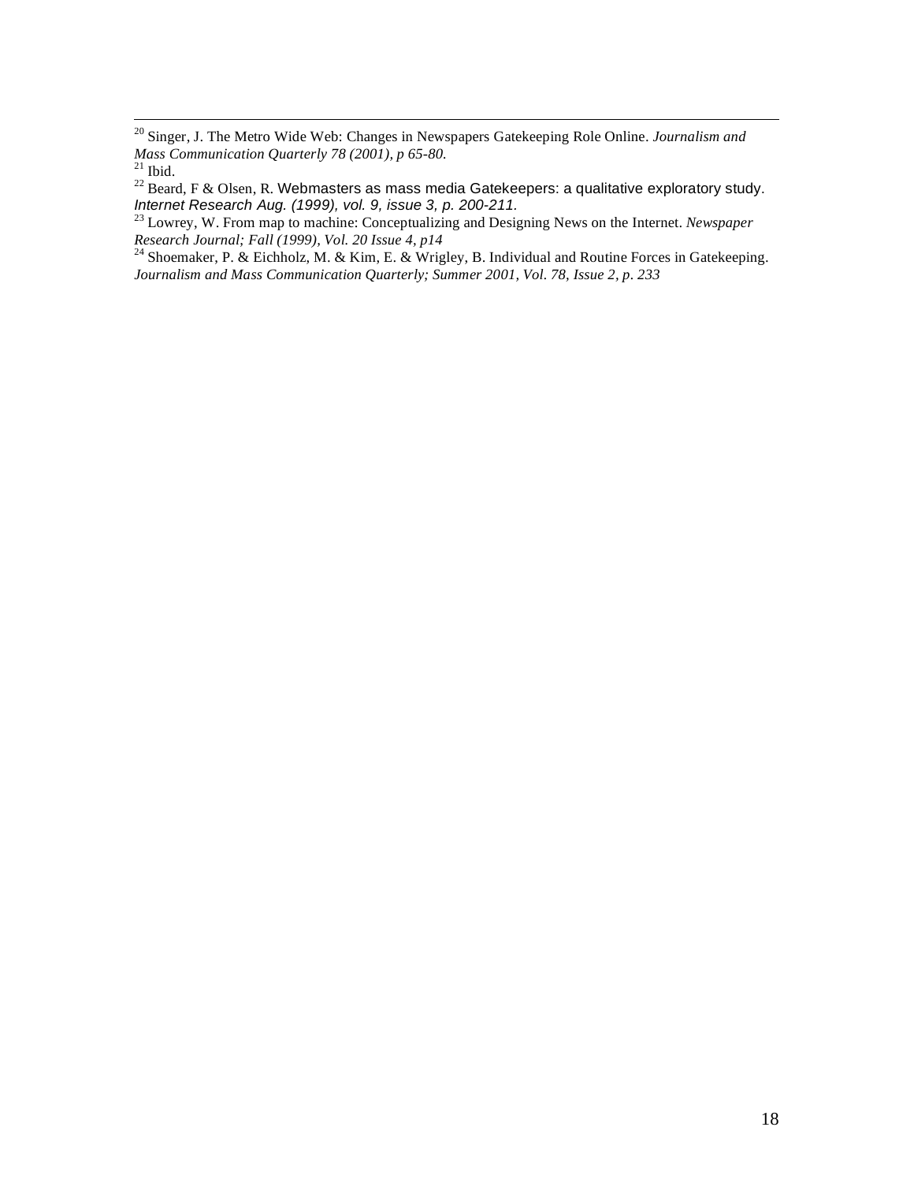[20] Singer, J. The Metro Wide Web: Changes in Newspapers Gatekeeping Role Online. *Journalism and Mass Communication Quarterly 78 (2001), p 65-80.*

[21] Ibid.

[22] Beard, F & Olsen, R. Webmasters as mass media Gatekeepers: a qualitative exploratory study. *Internet Research Aug. (1999), vol. 9, issue 3, p. 200-211.*

[23] Lowrey, W. From map to machine: Conceptualizing and Designing News on the Internet. *Newspaper Research Journal; Fall (1999), Vol. 20 Issue 4, p14*

[24] Shoemaker, P. & Eichholz, M. & Kim, E. & Wrigley, B. Individual and Routine Forces in Gatekeeping. *Journalism and Mass Communication Quarterly; Summer 2001, Vol. 78, Issue 2, p. 233*